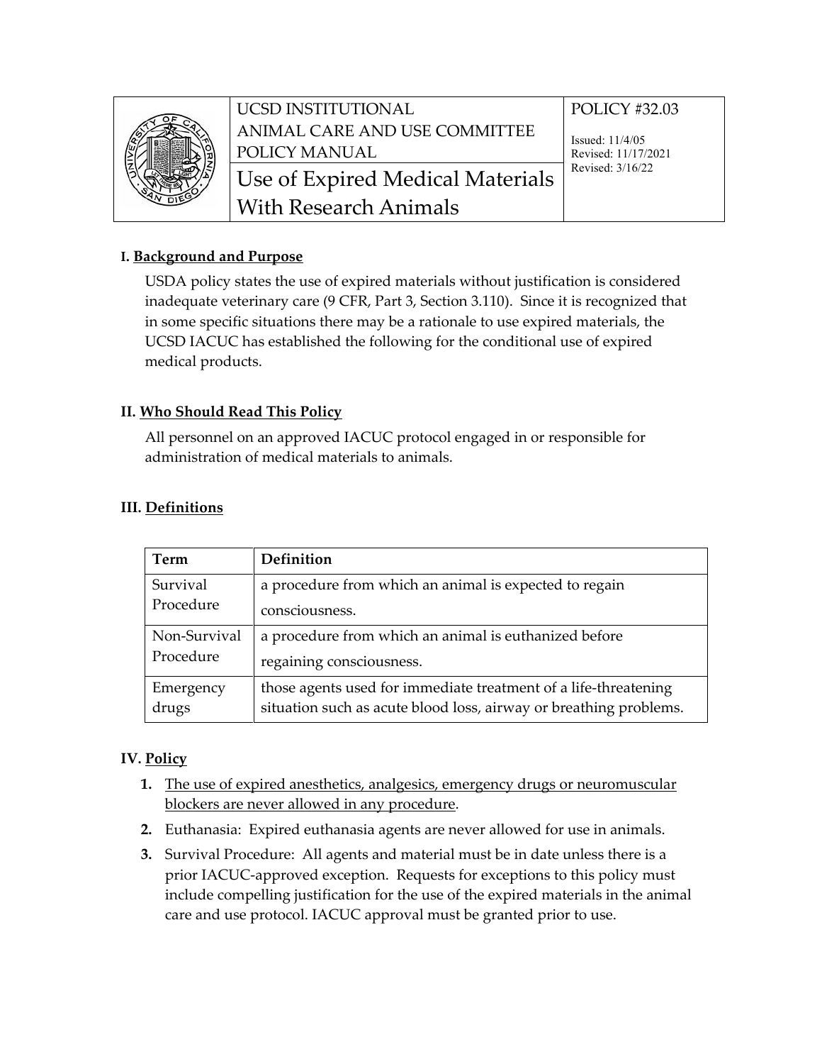UCSD INSTITUTIONAL ANIMAL CARE AND USE COMMITTEE POLICY MANUAL

POLICY #32.03

Issued: 11/4/05
Revised: 11/17/2021
Revised: 3/16/22

# Use of Expired Medical Materials With Research Animals

## I. Background and Purpose

USDA policy states the use of expired materials without justification is considered inadequate veterinary care (9 CFR, Part 3, Section 3.110). Since it is recognized that in some specific situations there may be a rationale to use expired materials, the UCSD IACUC has established the following for the conditional use of expired medical products.

## II. Who Should Read This Policy

All personnel on an approved IACUC protocol engaged in or responsible for administration of medical materials to animals.

## III. Definitions

| Term | Definition |
| --- | --- |
| Survival Procedure | a procedure from which an animal is expected to regain consciousness. |
| Non-Survival Procedure | a procedure from which an animal is euthanized before regaining consciousness. |
| Emergency drugs | those agents used for immediate treatment of a life-threatening situation such as acute blood loss, airway or breathing problems. |

## IV. Policy

1. The use of expired anesthetics, analgesics, emergency drugs or neuromuscular blockers are never allowed in any procedure.
2. Euthanasia: Expired euthanasia agents are never allowed for use in animals.
3. Survival Procedure: All agents and material must be in date unless there is a prior IACUC-approved exception. Requests for exceptions to this policy must include compelling justification for the use of the expired materials in the animal care and use protocol. IACUC approval must be granted prior to use.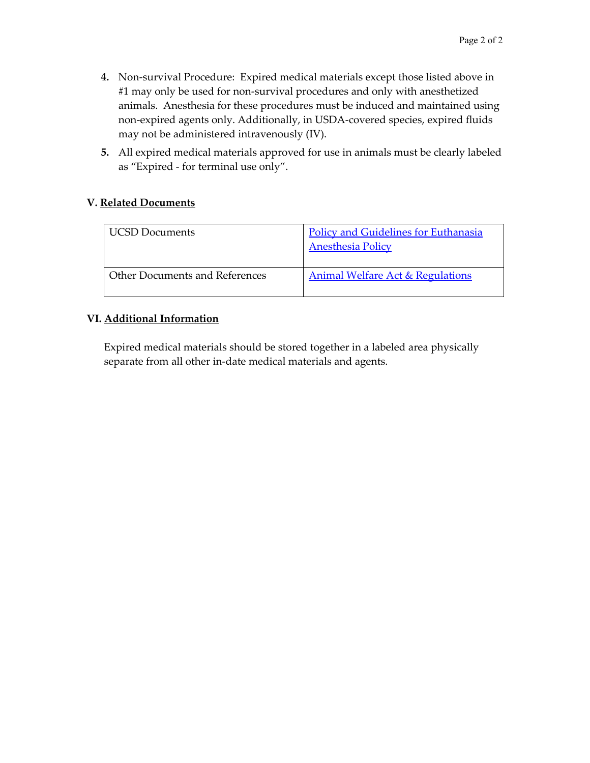4. Non-survival Procedure: Expired medical materials except those listed above in #1 may only be used for non-survival procedures and only with anesthetized animals. Anesthesia for these procedures must be induced and maintained using non-expired agents only. Additionally, in USDA-covered species, expired fluids may not be administered intravenously (IV).

5. All expired medical materials approved for use in animals must be clearly labeled as "Expired - for terminal use only".

## V. Related Documents

| | |
|---|---|
| UCSD Documents | Policy and Guidelines for Euthanasia<br>Anesthesia Policy |
| Other Documents and References | Animal Welfare Act & Regulations |

## VI. Additional Information

Expired medical materials should be stored together in a labeled area physically separate from all other in-date medical materials and agents.